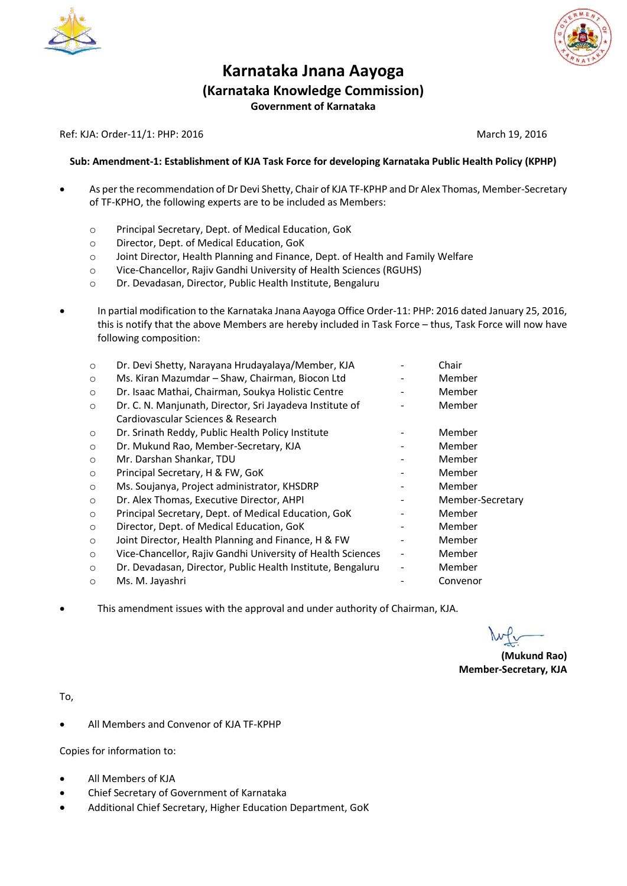# Karnataka Jnana Aayoga

## (Karnataka Knowledge Commission)

### Government of Karnataka

Ref: KJA: Order-11/1: PHP: 2016 March 19, 2016

**Sub: Amendment-1: Establishment of KJA Task Force for developing Karnataka Public Health Policy (KPHP)**

- As per the recommendation of Dr Devi Shetty, Chair of KJA TF-KPHP and Dr Alex Thomas, Member-Secretary of TF-KPHO, the following experts are to be included as Members:
  - Principal Secretary, Dept. of Medical Education, GoK
  - Director, Dept. of Medical Education, GoK
  - Joint Director, Health Planning and Finance, Dept. of Health and Family Welfare
  - Vice-Chancellor, Rajiv Gandhi University of Health Sciences (RGUHS)
  - Dr. Devadasan, Director, Public Health Institute, Bengaluru

- In partial modification to the Karnataka Jnana Aayoga Office Order-11: PHP: 2016 dated January 25, 2016, this is notify that the above Members are hereby included in Task Force – thus, Task Force will now have following composition:
  - Dr. Devi Shetty, Narayana Hrudayalaya/Member, KJA - Chair
  - Ms. Kiran Mazumdar – Shaw, Chairman, Biocon Ltd - Member
  - Dr. Isaac Mathai, Chairman, Soukya Holistic Centre - Member
  - Dr. C. N. Manjunath, Director, Sri Jayadeva Institute of Cardiovascular Sciences & Research - Member
  - Dr. Srinath Reddy, Public Health Policy Institute - Member
  - Dr. Mukund Rao, Member-Secretary, KJA - Member
  - Mr. Darshan Shankar, TDU - Member
  - Principal Secretary, H & FW, GoK - Member
  - Ms. Soujanya, Project administrator, KHSDRP - Member
  - Dr. Alex Thomas, Executive Director, AHPI - Member-Secretary
  - Principal Secretary, Dept. of Medical Education, GoK - Member
  - Director, Dept. of Medical Education, GoK - Member
  - Joint Director, Health Planning and Finance, H & FW - Member
  - Vice-Chancellor, Rajiv Gandhi University of Health Sciences - Member
  - Dr. Devadasan, Director, Public Health Institute, Bengaluru - Member
  - Ms. M. Jayashri - Convenor

- This amendment issues with the approval and under authority of Chairman, KJA.

**(Mukund Rao)**
**Member-Secretary, KJA**

To,

- All Members and Convenor of KJA TF-KPHP

Copies for information to:

- All Members of KJA
- Chief Secretary of Government of Karnataka
- Additional Chief Secretary, Higher Education Department, GoK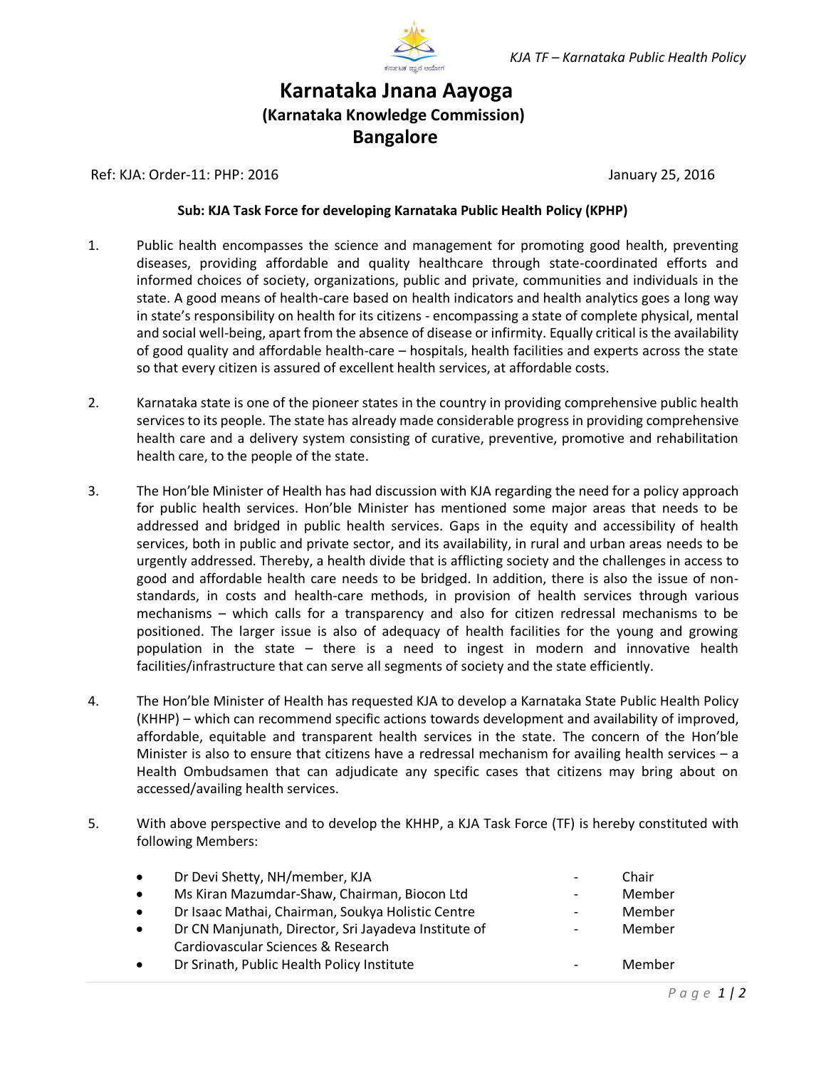# Karnataka Jnana Aayoga
## (Karnataka Knowledge Commission)
## Bangalore

Ref: KJA: Order-11: PHP: 2016 January 25, 2016

**Sub: KJA Task Force for developing Karnataka Public Health Policy (KPHP)**

1. Public health encompasses the science and management for promoting good health, preventing diseases, providing affordable and quality healthcare through state-coordinated efforts and informed choices of society, organizations, public and private, communities and individuals in the state. A good means of health-care based on health indicators and health analytics goes a long way in state's responsibility on health for its citizens - encompassing a state of complete physical, mental and social well-being, apart from the absence of disease or infirmity. Equally critical is the availability of good quality and affordable health-care – hospitals, health facilities and experts across the state so that every citizen is assured of excellent health services, at affordable costs.

2. Karnataka state is one of the pioneer states in the country in providing comprehensive public health services to its people. The state has already made considerable progress in providing comprehensive health care and a delivery system consisting of curative, preventive, promotive and rehabilitation health care, to the people of the state.

3. The Hon'ble Minister of Health has had discussion with KJA regarding the need for a policy approach for public health services. Hon'ble Minister has mentioned some major areas that needs to be addressed and bridged in public health services. Gaps in the equity and accessibility of health services, both in public and private sector, and its availability, in rural and urban areas needs to be urgently addressed. Thereby, a health divide that is afflicting society and the challenges in access to good and affordable health care needs to be bridged. In addition, there is also the issue of non-standards, in costs and health-care methods, in provision of health services through various mechanisms – which calls for a transparency and also for citizen redressal mechanisms to be positioned. The larger issue is also of adequacy of health facilities for the young and growing population in the state – there is a need to ingest in modern and innovative health facilities/infrastructure that can serve all segments of society and the state efficiently.

4. The Hon'ble Minister of Health has requested KJA to develop a Karnataka State Public Health Policy (KHHP) – which can recommend specific actions towards development and availability of improved, affordable, equitable and transparent health services in the state. The concern of the Hon'ble Minister is also to ensure that citizens have a redressal mechanism for availing health services – a Health Ombudsamen that can adjudicate any specific cases that citizens may bring about on accessed/availing health services.

5. With above perspective and to develop the KHHP, a KJA Task Force (TF) is hereby constituted with following Members:

   - Dr Devi Shetty, NH/member, KJA - Chair
   - Ms Kiran Mazumdar-Shaw, Chairman, Biocon Ltd - Member
   - Dr Isaac Mathai, Chairman, Soukya Holistic Centre - Member
   - Dr CN Manjunath, Director, Sri Jayadeva Institute of Cardiovascular Sciences & Research - Member
   - Dr Srinath, Public Health Policy Institute - Member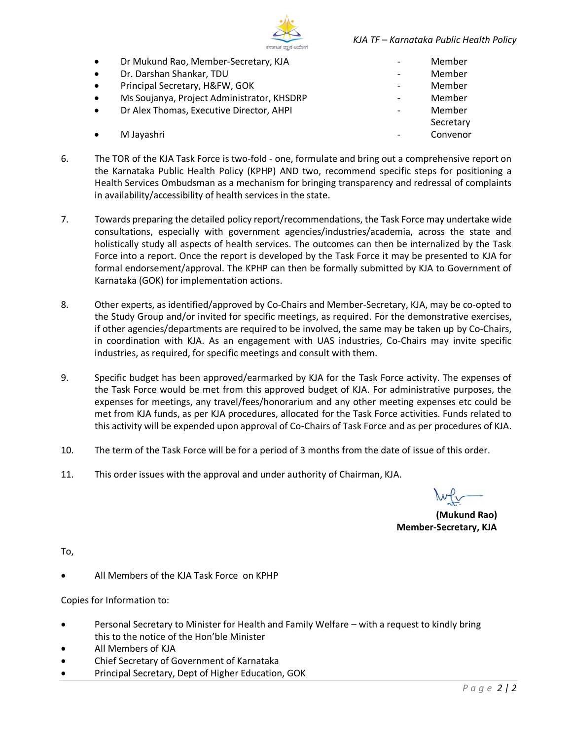- Dr Mukund Rao, Member-Secretary, KJA - Member
- Dr. Darshan Shankar, TDU - Member
- Principal Secretary, H&FW, GOK - Member
- Ms Soujanya, Project Administrator, KHSDRP - Member
- Dr Alex Thomas, Executive Director, AHPI - Member Secretary
- M Jayashri - Convenor

6. The TOR of the KJA Task Force is two-fold - one, formulate and bring out a comprehensive report on the Karnataka Public Health Policy (KPHP) AND two, recommend specific steps for positioning a Health Services Ombudsman as a mechanism for bringing transparency and redressal of complaints in availability/accessibility of health services in the state.

7. Towards preparing the detailed policy report/recommendations, the Task Force may undertake wide consultations, especially with government agencies/industries/academia, across the state and holistically study all aspects of health services. The outcomes can then be internalized by the Task Force into a report. Once the report is developed by the Task Force it may be presented to KJA for formal endorsement/approval. The KPHP can then be formally submitted by KJA to Government of Karnataka (GOK) for implementation actions.

8. Other experts, as identified/approved by Co-Chairs and Member-Secretary, KJA, may be co-opted to the Study Group and/or invited for specific meetings, as required. For the demonstrative exercises, if other agencies/departments are required to be involved, the same may be taken up by Co-Chairs, in coordination with KJA. As an engagement with UAS industries, Co-Chairs may invite specific industries, as required, for specific meetings and consult with them.

9. Specific budget has been approved/earmarked by KJA for the Task Force activity. The expenses of the Task Force would be met from this approved budget of KJA. For administrative purposes, the expenses for meetings, any travel/fees/honorarium and any other meeting expenses etc could be met from KJA funds, as per KJA procedures, allocated for the Task Force activities. Funds related to this activity will be expended upon approval of Co-Chairs of Task Force and as per procedures of KJA.

10. The term of the Task Force will be for a period of 3 months from the date of issue of this order.

11. This order issues with the approval and under authority of Chairman, KJA.

**(Mukund Rao)**
**Member-Secretary, KJA**

To,

- All Members of the KJA Task Force on KPHP

Copies for Information to:

- Personal Secretary to Minister for Health and Family Welfare – with a request to kindly bring this to the notice of the Hon'ble Minister
- All Members of KJA
- Chief Secretary of Government of Karnataka
- Principal Secretary, Dept of Higher Education, GOK